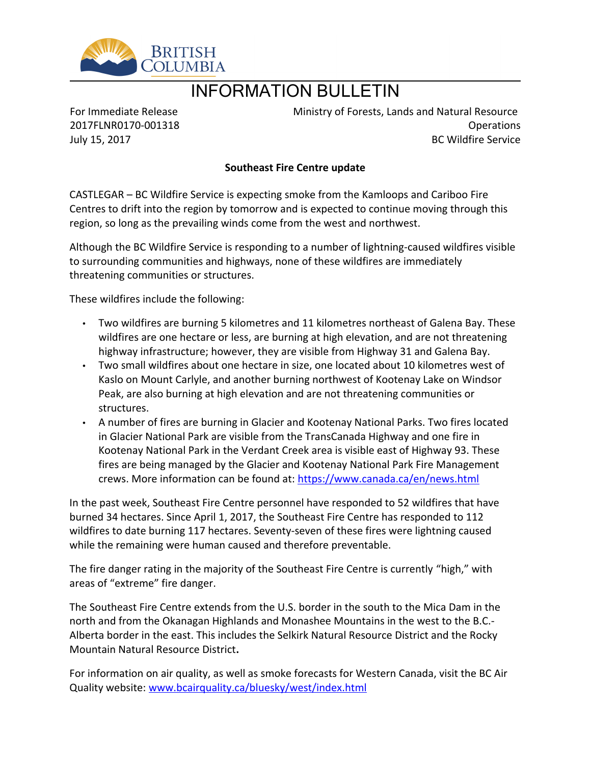# INFORMATION BULLETIN

For Immediate Release
2017FLNR0170-001318
July 15, 2017

Ministry of Forests, Lands and Natural Resource Operations
BC Wildfire Service

**Southeast Fire Centre update**

CASTLEGAR – BC Wildfire Service is expecting smoke from the Kamloops and Cariboo Fire Centres to drift into the region by tomorrow and is expected to continue moving through this region, so long as the prevailing winds come from the west and northwest.

Although the BC Wildfire Service is responding to a number of lightning-caused wildfires visible to surrounding communities and highways, none of these wildfires are immediately threatening communities or structures.

These wildfires include the following:

- Two wildfires are burning 5 kilometres and 11 kilometres northeast of Galena Bay. These wildfires are one hectare or less, are burning at high elevation, and are not threatening highway infrastructure; however, they are visible from Highway 31 and Galena Bay.
- Two small wildfires about one hectare in size, one located about 10 kilometres west of Kaslo on Mount Carlyle, and another burning northwest of Kootenay Lake on Windsor Peak, are also burning at high elevation and are not threatening communities or structures.
- A number of fires are burning in Glacier and Kootenay National Parks. Two fires located in Glacier National Park are visible from the TransCanada Highway and one fire in Kootenay National Park in the Verdant Creek area is visible east of Highway 93. These fires are being managed by the Glacier and Kootenay National Park Fire Management crews. More information can be found at: https://www.canada.ca/en/news.html

In the past week, Southeast Fire Centre personnel have responded to 52 wildfires that have burned 34 hectares. Since April 1, 2017, the Southeast Fire Centre has responded to 112 wildfires to date burning 117 hectares. Seventy-seven of these fires were lightning caused while the remaining were human caused and therefore preventable.

The fire danger rating in the majority of the Southeast Fire Centre is currently "high," with areas of "extreme" fire danger.

The Southeast Fire Centre extends from the U.S. border in the south to the Mica Dam in the north and from the Okanagan Highlands and Monashee Mountains in the west to the B.C.-Alberta border in the east. This includes the Selkirk Natural Resource District and the Rocky Mountain Natural Resource District**.**

For information on air quality, as well as smoke forecasts for Western Canada, visit the BC Air Quality website: www.bcairquality.ca/bluesky/west/index.html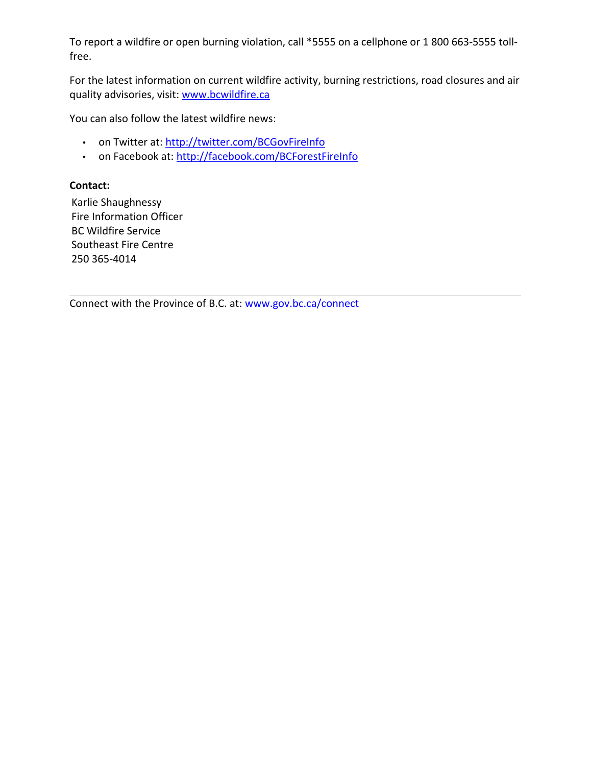To report a wildfire or open burning violation, call *5555 on a cellphone or 1 800 663-5555 toll-free.

For the latest information on current wildfire activity, burning restrictions, road closures and air quality advisories, visit: [www.bcwildfire.ca](http://www.bcwildfire.ca)

You can also follow the latest wildfire news:

- on Twitter at: [http://twitter.com/BCGovFireInfo](http://twitter.com/BCGovFireInfo)
- on Facebook at: [http://facebook.com/BCForestFireInfo](http://facebook.com/BCForestFireInfo)

**Contact:**

Karlie Shaughnessy
Fire Information Officer
BC Wildfire Service
Southeast Fire Centre
250 365-4014

---

Connect with the Province of B.C. at: www.gov.bc.ca/connect